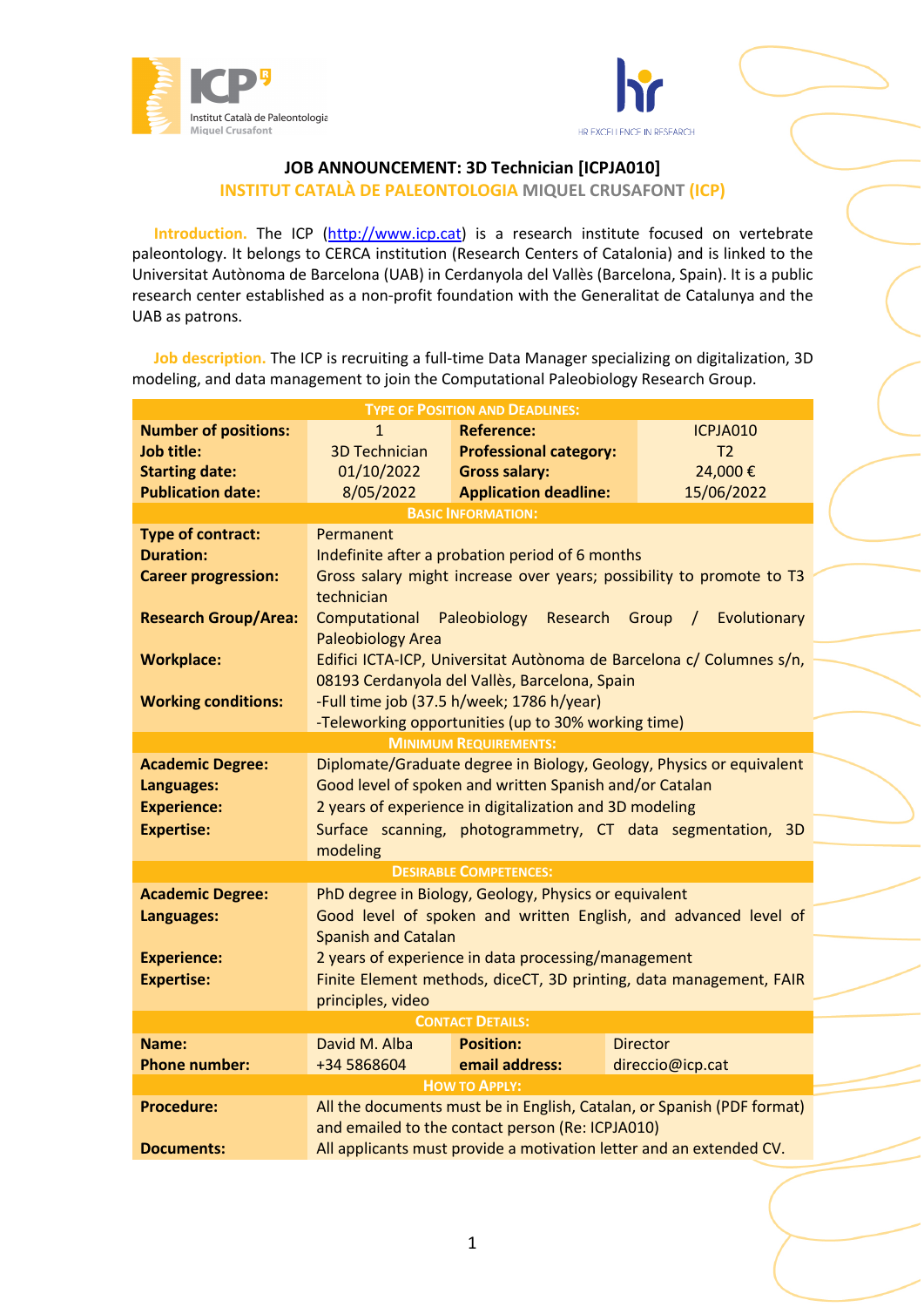# JOB ANNOUNCEMENT: 3D Technician [ICPJA010]

## INSTITUT CATALÀ DE PALEONTOLOGIA MIQUEL CRUSAFONT (ICP)

**Introduction.** The ICP (http://www.icp.cat) is a research institute focused on vertebrate paleontology. It belongs to CERCA institution (Research Centers of Catalonia) and is linked to the Universitat Autònoma de Barcelona (UAB) in Cerdanyola del Vallès (Barcelona, Spain). It is a public research center established as a non-profit foundation with the Generalitat de Catalunya and the UAB as patrons.

**Job description.** The ICP is recruiting a full-time Data Manager specializing on digitalization, 3D modeling, and data management to join the Computational Paleobiology Research Group.

| TYPE OF POSITION AND DEADLINES | | | |
|---|---|---|---|
| **Number of positions:** | 1 | **Reference:** | ICPJA010 |
| **Job title:** | 3D Technician | **Professional category:** | T2 |
| **Starting date:** | 01/10/2022 | **Gross salary:** | 24,000 € |
| **Publication date:** | 8/05/2022 | **Application deadline:** | 15/06/2022 |
| **BASIC INFORMATION** | | | |
| **Type of contract:** | Permanent | | |
| **Duration:** | Indefinite after a probation period of 6 months | | |
| **Career progression:** | Gross salary might increase over years; possibility to promote to T3 technician | | |
| **Research Group/Area:** | Computational Paleobiology Research Group / Evolutionary Paleobiology Area | | |
| **Workplace:** | Edifici ICTA-ICP, Universitat Autònoma de Barcelona c/ Columnes s/n, 08193 Cerdanyola del Vallès, Barcelona, Spain | | |
| **Working conditions:** | -Full time job (37.5 h/week; 1786 h/year)<br>-Teleworking opportunities (up to 30% working time) | | |
| **MINIMUM REQUIREMENTS** | | | |
| **Academic Degree:** | Diplomate/Graduate degree in Biology, Geology, Physics or equivalent | | |
| **Languages:** | Good level of spoken and written Spanish and/or Catalan | | |
| **Experience:** | 2 years of experience in digitalization and 3D modeling | | |
| **Expertise:** | Surface scanning, photogrammetry, CT data segmentation, 3D modeling | | |
| **DESIRABLE COMPETENCES** | | | |
| **Academic Degree:** | PhD degree in Biology, Geology, Physics or equivalent | | |
| **Languages:** | Good level of spoken and written English, and advanced level of Spanish and Catalan | | |
| **Experience:** | 2 years of experience in data processing/management | | |
| **Expertise:** | Finite Element methods, diceCT, 3D printing, data management, FAIR principles, video | | |
| **CONTACT DETAILS** | | | |
| **Name:** | David M. Alba | **Position:** | Director |
| **Phone number:** | +34 5868604 | **email address:** | direccio@icp.cat |
| **HOW TO APPLY** | | | |
| **Procedure:** | All the documents must be in English, Catalan, or Spanish (PDF format) and emailed to the contact person (Re: ICPJA010) | | |
| **Documents:** | All applicants must provide a motivation letter and an extended CV. | | |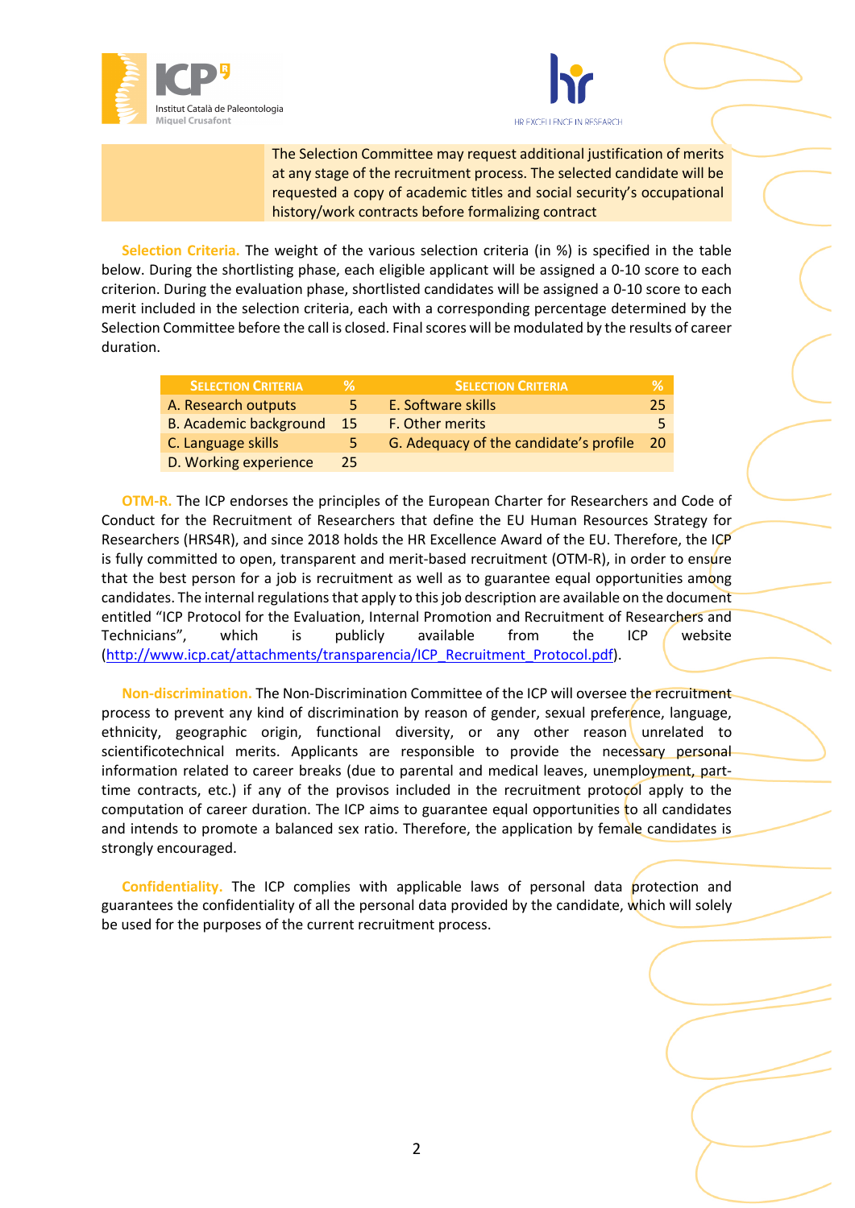The Selection Committee may request additional justification of merits at any stage of the recruitment process. The selected candidate will be requested a copy of academic titles and social security's occupational history/work contracts before formalizing contract

**Selection Criteria.** The weight of the various selection criteria (in %) is specified in the table below. During the shortlisting phase, each eligible applicant will be assigned a 0-10 score to each criterion. During the evaluation phase, shortlisted candidates will be assigned a 0-10 score to each merit included in the selection criteria, each with a corresponding percentage determined by the Selection Committee before the call is closed. Final scores will be modulated by the results of career duration.

| Selection Criteria | % | Selection Criteria | % |
|---|---|---|---|
| A. Research outputs | 5 | E. Software skills | 25 |
| B. Academic background | 15 | F. Other merits | 5 |
| C. Language skills | 5 | G. Adequacy of the candidate's profile | 20 |
| D. Working experience | 25 | | |

**OTM-R.** The ICP endorses the principles of the European Charter for Researchers and Code of Conduct for the Recruitment of Researchers that define the EU Human Resources Strategy for Researchers (HRS4R), and since 2018 holds the HR Excellence Award of the EU. Therefore, the ICP is fully committed to open, transparent and merit-based recruitment (OTM-R), in order to ensure that the best person for a job is recruitment as well as to guarantee equal opportunities among candidates. The internal regulations that apply to this job description are available on the document entitled "ICP Protocol for the Evaluation, Internal Promotion and Recruitment of Researchers and Technicians", which is publicly available from the ICP website (http://www.icp.cat/attachments/transparencia/ICP_Recruitment_Protocol.pdf).

**Non-discrimination.** The Non-Discrimination Committee of the ICP will oversee the recruitment process to prevent any kind of discrimination by reason of gender, sexual preference, language, ethnicity, geographic origin, functional diversity, or any other reason unrelated to scientificotechnical merits. Applicants are responsible to provide the necessary personal information related to career breaks (due to parental and medical leaves, unemployment, part-time contracts, etc.) if any of the provisos included in the recruitment protocol apply to the computation of career duration. The ICP aims to guarantee equal opportunities to all candidates and intends to promote a balanced sex ratio. Therefore, the application by female candidates is strongly encouraged.

**Confidentiality.** The ICP complies with applicable laws of personal data protection and guarantees the confidentiality of all the personal data provided by the candidate, which will solely be used for the purposes of the current recruitment process.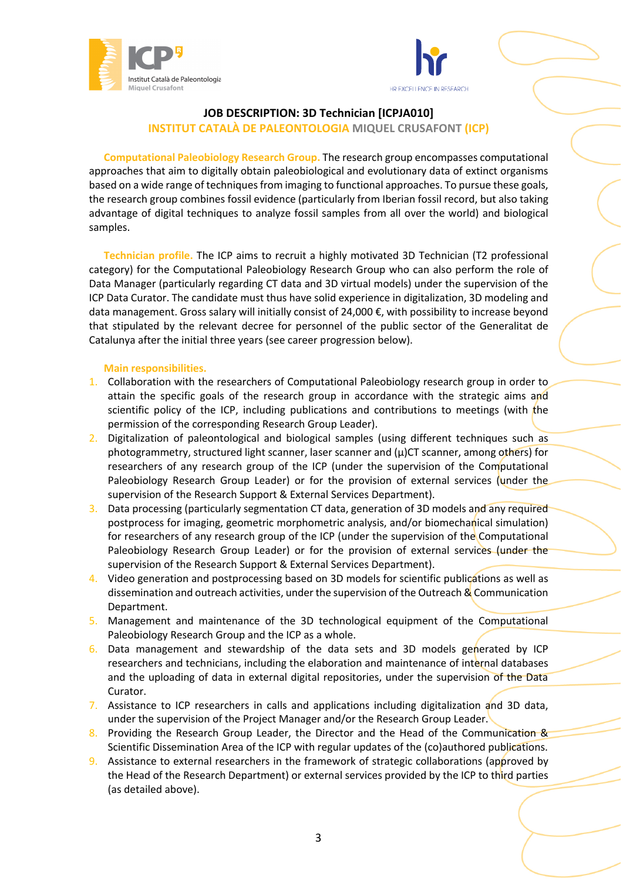## JOB DESCRIPTION: 3D Technician [ICPJA010]

### INSTITUT CATALÀ DE PALEONTOLOGIA MIQUEL CRUSAFONT (ICP)

**Computational Paleobiology Research Group.** The research group encompasses computational approaches that aim to digitally obtain paleobiological and evolutionary data of extinct organisms based on a wide range of techniques from imaging to functional approaches. To pursue these goals, the research group combines fossil evidence (particularly from Iberian fossil record, but also taking advantage of digital techniques to analyze fossil samples from all over the world) and biological samples.

**Technician profile.** The ICP aims to recruit a highly motivated 3D Technician (T2 professional category) for the Computational Paleobiology Research Group who can also perform the role of Data Manager (particularly regarding CT data and 3D virtual models) under the supervision of the ICP Data Curator. The candidate must thus have solid experience in digitalization, 3D modeling and data management. Gross salary will initially consist of 24,000 €, with possibility to increase beyond that stipulated by the relevant decree for personnel of the public sector of the Generalitat de Catalunya after the initial three years (see career progression below).

**Main responsibilities.**

1. Collaboration with the researchers of Computational Paleobiology research group in order to attain the specific goals of the research group in accordance with the strategic aims and scientific policy of the ICP, including publications and contributions to meetings (with the permission of the corresponding Research Group Leader).
2. Digitalization of paleontological and biological samples (using different techniques such as photogrammetry, structured light scanner, laser scanner and (µ)CT scanner, among others) for researchers of any research group of the ICP (under the supervision of the Computational Paleobiology Research Group Leader) or for the provision of external services (under the supervision of the Research Support & External Services Department).
3. Data processing (particularly segmentation CT data, generation of 3D models and any required postprocess for imaging, geometric morphometric analysis, and/or biomechanical simulation) for researchers of any research group of the ICP (under the supervision of the Computational Paleobiology Research Group Leader) or for the provision of external services (under the supervision of the Research Support & External Services Department).
4. Video generation and postprocessing based on 3D models for scientific publications as well as dissemination and outreach activities, under the supervision of the Outreach & Communication Department.
5. Management and maintenance of the 3D technological equipment of the Computational Paleobiology Research Group and the ICP as a whole.
6. Data management and stewardship of the data sets and 3D models generated by ICP researchers and technicians, including the elaboration and maintenance of internal databases and the uploading of data in external digital repositories, under the supervision of the Data Curator.
7. Assistance to ICP researchers in calls and applications including digitalization and 3D data, under the supervision of the Project Manager and/or the Research Group Leader.
8. Providing the Research Group Leader, the Director and the Head of the Communication & Scientific Dissemination Area of the ICP with regular updates of the (co)authored publications.
9. Assistance to external researchers in the framework of strategic collaborations (approved by the Head of the Research Department) or external services provided by the ICP to third parties (as detailed above).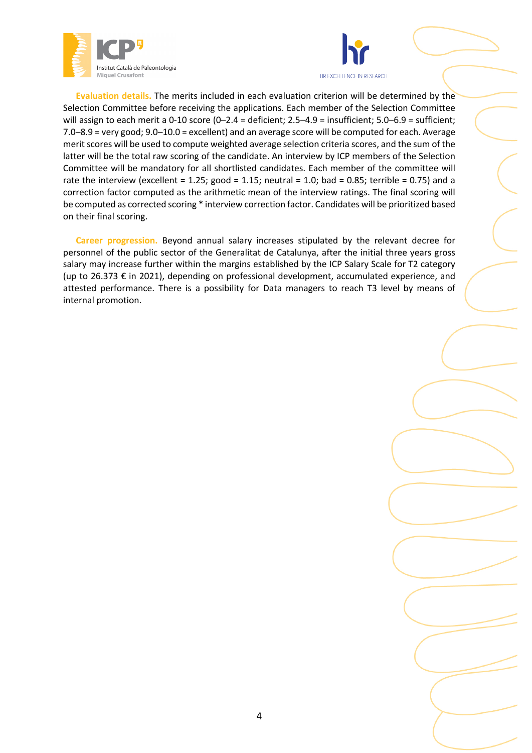**Evaluation details.** The merits included in each evaluation criterion will be determined by the Selection Committee before receiving the applications. Each member of the Selection Committee will assign to each merit a 0-10 score (0–2.4 = deficient; 2.5–4.9 = insufficient; 5.0–6.9 = sufficient; 7.0–8.9 = very good; 9.0–10.0 = excellent) and an average score will be computed for each. Average merit scores will be used to compute weighted average selection criteria scores, and the sum of the latter will be the total raw scoring of the candidate. An interview by ICP members of the Selection Committee will be mandatory for all shortlisted candidates. Each member of the committee will rate the interview (excellent = 1.25; good = 1.15; neutral = 1.0; bad = 0.85; terrible = 0.75) and a correction factor computed as the arithmetic mean of the interview ratings. The final scoring will be computed as corrected scoring * interview correction factor. Candidates will be prioritized based on their final scoring.

**Career progression.** Beyond annual salary increases stipulated by the relevant decree for personnel of the public sector of the Generalitat de Catalunya, after the initial three years gross salary may increase further within the margins established by the ICP Salary Scale for T2 category (up to 26.373 € in 2021), depending on professional development, accumulated experience, and attested performance. There is a possibility for Data managers to reach T3 level by means of internal promotion.